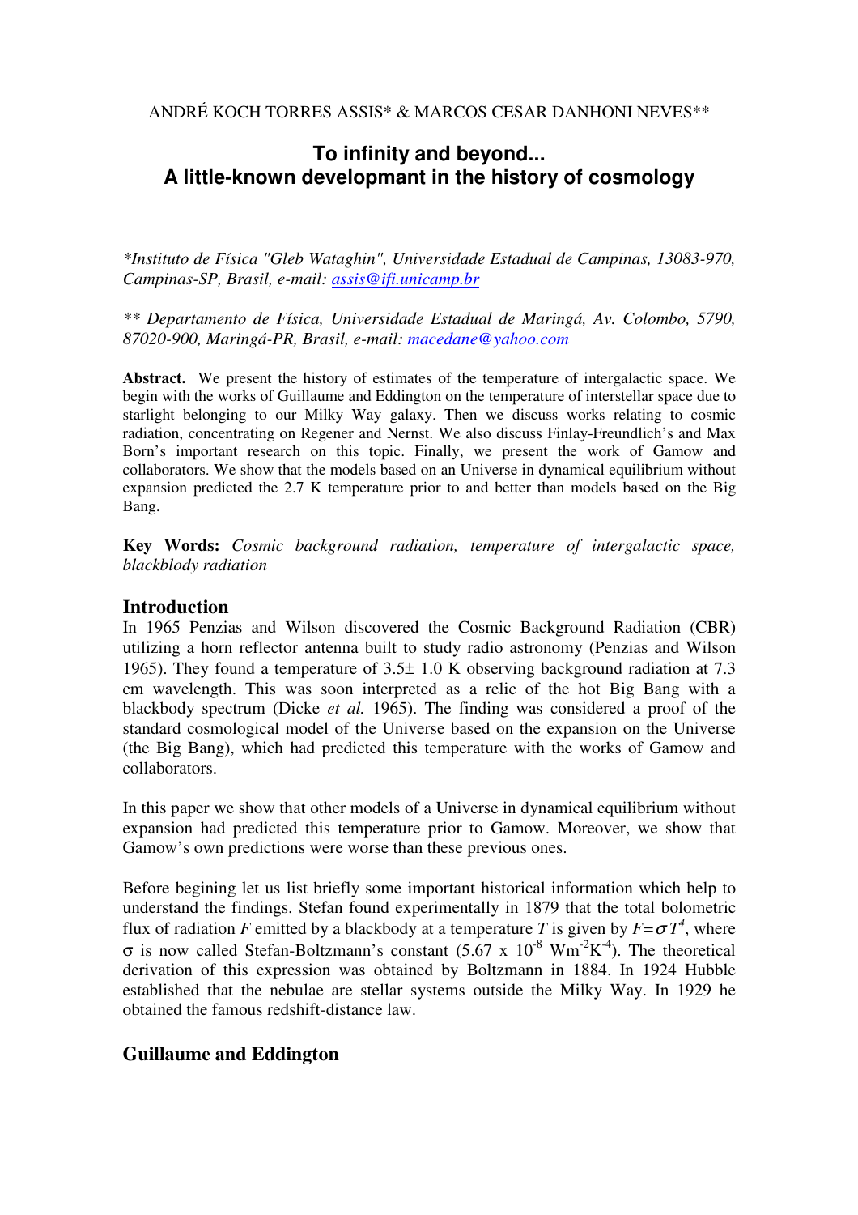ANDRÉ KOCH TORRES ASSIS* & MARCOS CESAR DANHONI NEVES**

# To infinity and beyond...
# A little-known developmant in the history of cosmology

*\*Instituto de Física "Gleb Wataghin", Universidade Estadual de Campinas, 13083-970, Campinas-SP, Brasil, e-mail: assis@ifi.unicamp.br*

*\*\* Departamento de Física, Universidade Estadual de Maringá, Av. Colombo, 5790, 87020-900, Maringá-PR, Brasil, e-mail: macedane@yahoo.com*

**Abstract.** We present the history of estimates of the temperature of intergalactic space. We begin with the works of Guillaume and Eddington on the temperature of interstellar space due to starlight belonging to our Milky Way galaxy. Then we discuss works relating to cosmic radiation, concentrating on Regener and Nernst. We also discuss Finlay-Freundlich's and Max Born's important research on this topic. Finally, we present the work of Gamow and collaborators. We show that the models based on an Universe in dynamical equilibrium without expansion predicted the 2.7 K temperature prior to and better than models based on the Big Bang.

**Key Words:** *Cosmic background radiation, temperature of intergalactic space, blackblody radiation*

## Introduction

In 1965 Penzias and Wilson discovered the Cosmic Background Radiation (CBR) utilizing a horn reflector antenna built to study radio astronomy (Penzias and Wilson 1965). They found a temperature of 3.5± 1.0 K observing background radiation at 7.3 cm wavelength. This was soon interpreted as a relic of the hot Big Bang with a blackbody spectrum (Dicke *et al.* 1965). The finding was considered a proof of the standard cosmological model of the Universe based on the expansion on the Universe (the Big Bang), which had predicted this temperature with the works of Gamow and collaborators.

In this paper we show that other models of a Universe in dynamical equilibrium without expansion had predicted this temperature prior to Gamow. Moreover, we show that Gamow's own predictions were worse than these previous ones.

Before begining let us list briefly some important historical information which help to understand the findings. Stefan found experimentally in 1879 that the total bolometric flux of radiation $F$ emitted by a blackbody at a temperature $T$ is given by $F=\sigma T^4$, where $\sigma$ is now called Stefan-Boltzmann's constant ($5.67 \times 10^{-8}$ $Wm^{-2}K^{-4}$). The theoretical derivation of this expression was obtained by Boltzmann in 1884. In 1924 Hubble established that the nebulae are stellar systems outside the Milky Way. In 1929 he obtained the famous redshift-distance law.

## Guillaume and Eddington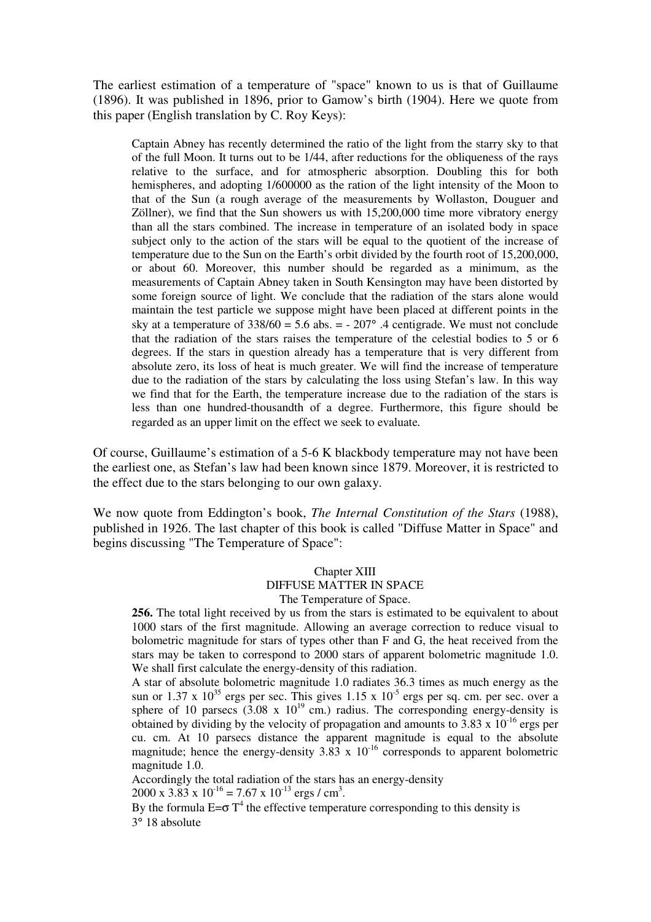The earliest estimation of a temperature of "space" known to us is that of Guillaume (1896). It was published in 1896, prior to Gamow's birth (1904). Here we quote from this paper (English translation by C. Roy Keys):

> Captain Abney has recently determined the ratio of the light from the starry sky to that of the full Moon. It turns out to be 1/44, after reductions for the obliqueness of the rays relative to the surface, and for atmospheric absorption. Doubling this for both hemispheres, and adopting 1/600000 as the ration of the light intensity of the Moon to that of the Sun (a rough average of the measurements by Wollaston, Douguer and Zöllner), we find that the Sun showers us with 15,200,000 time more vibratory energy than all the stars combined. The increase in temperature of an isolated body in space subject only to the action of the stars will be equal to the quotient of the increase of temperature due to the Sun on the Earth's orbit divided by the fourth root of 15,200,000, or about 60. Moreover, this number should be regarded as a minimum, as the measurements of Captain Abney taken in South Kensington may have been distorted by some foreign source of light. We conclude that the radiation of the stars alone would maintain the test particle we suppose might have been placed at different points in the sky at a temperature of 338/60 = 5.6 abs. = - 207° .4 centigrade. We must not conclude that the radiation of the stars raises the temperature of the celestial bodies to 5 or 6 degrees. If the stars in question already has a temperature that is very different from absolute zero, its loss of heat is much greater. We will find the increase of temperature due to the radiation of the stars by calculating the loss using Stefan's law. In this way we find that for the Earth, the temperature increase due to the radiation of the stars is less than one hundred-thousandth of a degree. Furthermore, this figure should be regarded as an upper limit on the effect we seek to evaluate.

Of course, Guillaume's estimation of a 5-6 K blackbody temperature may not have been the earliest one, as Stefan's law had been known since 1879. Moreover, it is restricted to the effect due to the stars belonging to our own galaxy.

We now quote from Eddington's book, *The Internal Constitution of the Stars* (1988), published in 1926. The last chapter of this book is called "Diffuse Matter in Space" and begins discussing "The Temperature of Space":

> Chapter XIII
> DIFFUSE MATTER IN SPACE
> The Temperature of Space.
>
> **256.** The total light received by us from the stars is estimated to be equivalent to about 1000 stars of the first magnitude. Allowing an average correction to reduce visual to bolometric magnitude for stars of types other than F and G, the heat received from the stars may be taken to correspond to 2000 stars of apparent bolometric magnitude 1.0. We shall first calculate the energy-density of this radiation.
>
> A star of absolute bolometric magnitude 1.0 radiates 36.3 times as much energy as the sun or $1.37 \times 10^{35}$ ergs per sec. This gives $1.15 \times 10^{-5}$ ergs per sq. cm. per sec. over a sphere of 10 parsecs ($3.08 \times 10^{19}$ cm.) radius. The corresponding energy-density is obtained by dividing by the velocity of propagation and amounts to $3.83 \times 10^{-16}$ ergs per cu. cm. At 10 parsecs distance the apparent magnitude is equal to the absolute magnitude; hence the energy-density $3.83 \times 10^{-16}$ corresponds to apparent bolometric magnitude 1.0.
>
> Accordingly the total radiation of the stars has an energy-density
>
> $2000 \times 3.83 \times 10^{-16} = 7.67 \times 10^{-13}$ ergs / cm$^3$.
>
> By the formula $E=\sigma T^4$ the effective temperature corresponding to this density is
>
> 3° 18 absolute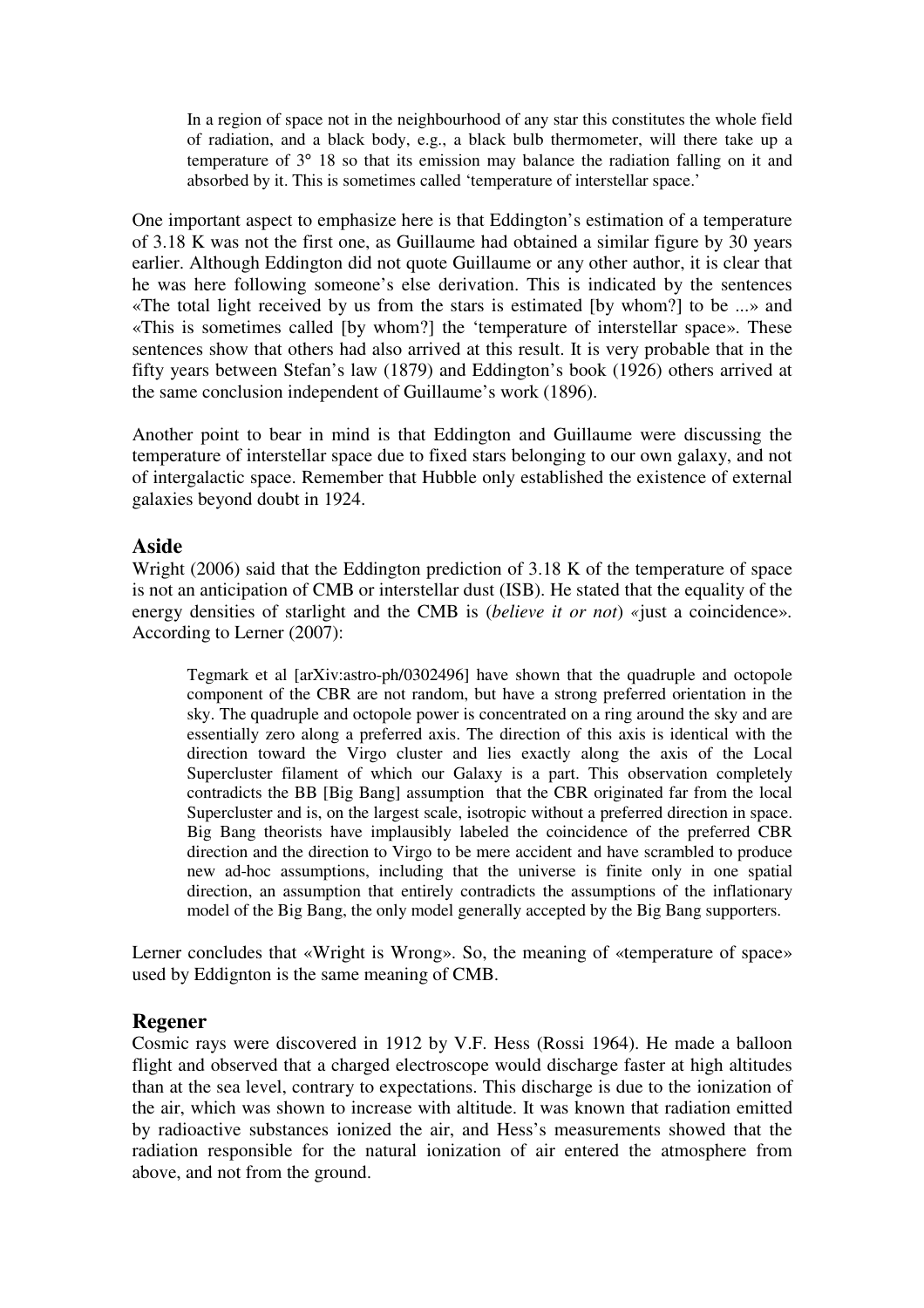> In a region of space not in the neighbourhood of any star this constitutes the whole field of radiation, and a black body, e.g., a black bulb thermometer, will there take up a temperature of 3° 18 so that its emission may balance the radiation falling on it and absorbed by it. This is sometimes called 'temperature of interstellar space.'

One important aspect to emphasize here is that Eddington's estimation of a temperature of 3.18 K was not the first one, as Guillaume had obtained a similar figure by 30 years earlier. Although Eddington did not quote Guillaume or any other author, it is clear that he was here following someone's else derivation. This is indicated by the sentences «The total light received by us from the stars is estimated [by whom?] to be ...» and «This is sometimes called [by whom?] the 'temperature of interstellar space». These sentences show that others had also arrived at this result. It is very probable that in the fifty years between Stefan's law (1879) and Eddington's book (1926) others arrived at the same conclusion independent of Guillaume's work (1896).

Another point to bear in mind is that Eddington and Guillaume were discussing the temperature of interstellar space due to fixed stars belonging to our own galaxy, and not of intergalactic space. Remember that Hubble only established the existence of external galaxies beyond doubt in 1924.

## Aside

Wright (2006) said that the Eddington prediction of 3.18 K of the temperature of space is not an anticipation of CMB or interstellar dust (ISB). He stated that the equality of the energy densities of starlight and the CMB is (*believe it or not*) «just a coincidence». According to Lerner (2007):

> Tegmark et al [arXiv:astro-ph/0302496] have shown that the quadruple and octopole component of the CBR are not random, but have a strong preferred orientation in the sky. The quadruple and octopole power is concentrated on a ring around the sky and are essentially zero along a preferred axis. The direction of this axis is identical with the direction toward the Virgo cluster and lies exactly along the axis of the Local Supercluster filament of which our Galaxy is a part. This observation completely contradicts the BB [Big Bang] assumption that the CBR originated far from the local Supercluster and is, on the largest scale, isotropic without a preferred direction in space. Big Bang theorists have implausibly labeled the coincidence of the preferred CBR direction and the direction to Virgo to be mere accident and have scrambled to produce new ad-hoc assumptions, including that the universe is finite only in one spatial direction, an assumption that entirely contradicts the assumptions of the inflationary model of the Big Bang, the only model generally accepted by the Big Bang supporters.

Lerner concludes that «Wright is Wrong». So, the meaning of «temperature of space» used by Eddignton is the same meaning of CMB.

## Regener

Cosmic rays were discovered in 1912 by V.F. Hess (Rossi 1964). He made a balloon flight and observed that a charged electroscope would discharge faster at high altitudes than at the sea level, contrary to expectations. This discharge is due to the ionization of the air, which was shown to increase with altitude. It was known that radiation emitted by radioactive substances ionized the air, and Hess's measurements showed that the radiation responsible for the natural ionization of air entered the atmosphere from above, and not from the ground.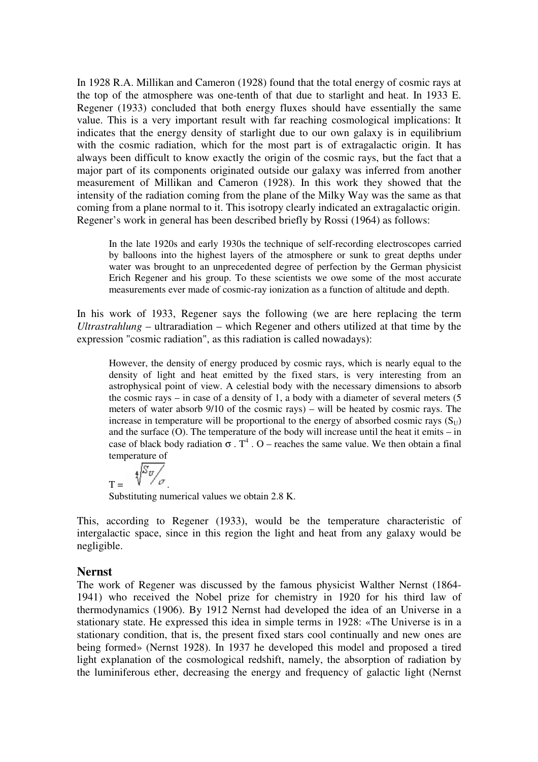In 1928 R.A. Millikan and Cameron (1928) found that the total energy of cosmic rays at the top of the atmosphere was one-tenth of that due to starlight and heat. In 1933 E. Regener (1933) concluded that both energy fluxes should have essentially the same value. This is a very important result with far reaching cosmological implications: It indicates that the energy density of starlight due to our own galaxy is in equilibrium with the cosmic radiation, which for the most part is of extragalactic origin. It has always been difficult to know exactly the origin of the cosmic rays, but the fact that a major part of its components originated outside our galaxy was inferred from another measurement of Millikan and Cameron (1928). In this work they showed that the intensity of the radiation coming from the plane of the Milky Way was the same as that coming from a plane normal to it. This isotropy clearly indicated an extragalactic origin. Regener's work in general has been described briefly by Rossi (1964) as follows:

> In the late 1920s and early 1930s the technique of self-recording electroscopes carried by balloons into the highest layers of the atmosphere or sunk to great depths under water was brought to an unprecedented degree of perfection by the German physicist Erich Regener and his group. To these scientists we owe some of the most accurate measurements ever made of cosmic-ray ionization as a function of altitude and depth.

In his work of 1933, Regener says the following (we are here replacing the term *Ultrastrahlung* – ultraradiation – which Regener and others utilized at that time by the expression "cosmic radiation", as this radiation is called nowadays):

> However, the density of energy produced by cosmic rays, which is nearly equal to the density of light and heat emitted by the fixed stars, is very interesting from an astrophysical point of view. A celestial body with the necessary dimensions to absorb the cosmic rays – in case of a density of 1, a body with a diameter of several meters (5 meters of water absorb 9/10 of the cosmic rays) – will be heated by cosmic rays. The increase in temperature will be proportional to the energy of absorbed cosmic rays ($S_U$) and the surface (O). The temperature of the body will increase until the heat it emits – in case of black body radiation $\sigma \cdot T^4 \cdot O$ – reaches the same value. We then obtain a final temperature of
>
> $$T = \sqrt[4]{S_U / \sigma}.$$
>
> Substituting numerical values we obtain 2.8 K.

This, according to Regener (1933), would be the temperature characteristic of intergalactic space, since in this region the light and heat from any galaxy would be negligible.

## Nernst

The work of Regener was discussed by the famous physicist Walther Nernst (1864-1941) who received the Nobel prize for chemistry in 1920 for his third law of thermodynamics (1906). By 1912 Nernst had developed the idea of an Universe in a stationary state. He expressed this idea in simple terms in 1928: «The Universe is in a stationary condition, that is, the present fixed stars cool continually and new ones are being formed» (Nernst 1928). In 1937 he developed this model and proposed a tired light explanation of the cosmological redshift, namely, the absorption of radiation by the luminiferous ether, decreasing the energy and frequency of galactic light (Nernst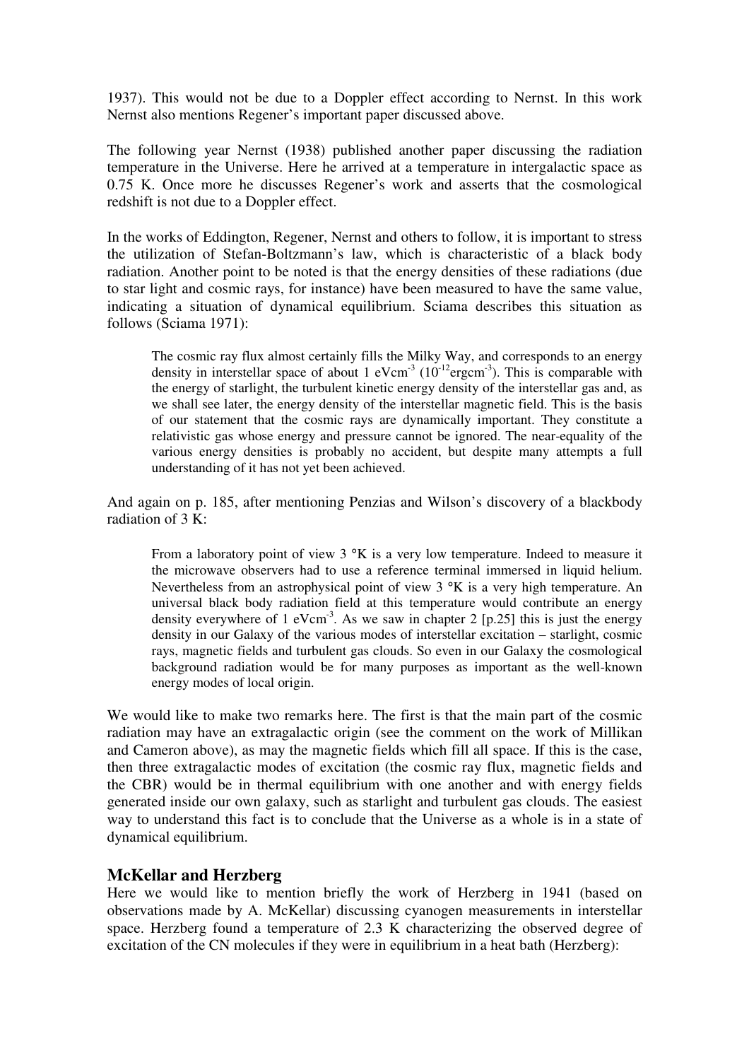1937). This would not be due to a Doppler effect according to Nernst. In this work Nernst also mentions Regener's important paper discussed above.

The following year Nernst (1938) published another paper discussing the radiation temperature in the Universe. Here he arrived at a temperature in intergalactic space as 0.75 K. Once more he discusses Regener's work and asserts that the cosmological redshift is not due to a Doppler effect.

In the works of Eddington, Regener, Nernst and others to follow, it is important to stress the utilization of Stefan-Boltzmann's law, which is characteristic of a black body radiation. Another point to be noted is that the energy densities of these radiations (due to star light and cosmic rays, for instance) have been measured to have the same value, indicating a situation of dynamical equilibrium. Sciama describes this situation as follows (Sciama 1971):

> The cosmic ray flux almost certainly fills the Milky Way, and corresponds to an energy density in interstellar space of about 1 $eVcm^{-3}$ ($10^{-12}ergcm^{-3}$). This is comparable with the energy of starlight, the turbulent kinetic energy density of the interstellar gas and, as we shall see later, the energy density of the interstellar magnetic field. This is the basis of our statement that the cosmic rays are dynamically important. They constitute a relativistic gas whose energy and pressure cannot be ignored. The near-equality of the various energy densities is probably no accident, but despite many attempts a full understanding of it has not yet been achieved.

And again on p. 185, after mentioning Penzias and Wilson's discovery of a blackbody radiation of 3 K:

> From a laboratory point of view 3 °K is a very low temperature. Indeed to measure it the microwave observers had to use a reference terminal immersed in liquid helium. Nevertheless from an astrophysical point of view 3 °K is a very high temperature. An universal black body radiation field at this temperature would contribute an energy density everywhere of 1 $eVcm^{-3}$. As we saw in chapter 2 [p.25] this is just the energy density in our Galaxy of the various modes of interstellar excitation – starlight, cosmic rays, magnetic fields and turbulent gas clouds. So even in our Galaxy the cosmological background radiation would be for many purposes as important as the well-known energy modes of local origin.

We would like to make two remarks here. The first is that the main part of the cosmic radiation may have an extragalactic origin (see the comment on the work of Millikan and Cameron above), as may the magnetic fields which fill all space. If this is the case, then three extragalactic modes of excitation (the cosmic ray flux, magnetic fields and the CBR) would be in thermal equilibrium with one another and with energy fields generated inside our own galaxy, such as starlight and turbulent gas clouds. The easiest way to understand this fact is to conclude that the Universe as a whole is in a state of dynamical equilibrium.

## McKellar and Herzberg

Here we would like to mention briefly the work of Herzberg in 1941 (based on observations made by A. McKellar) discussing cyanogen measurements in interstellar space. Herzberg found a temperature of 2.3 K characterizing the observed degree of excitation of the CN molecules if they were in equilibrium in a heat bath (Herzberg):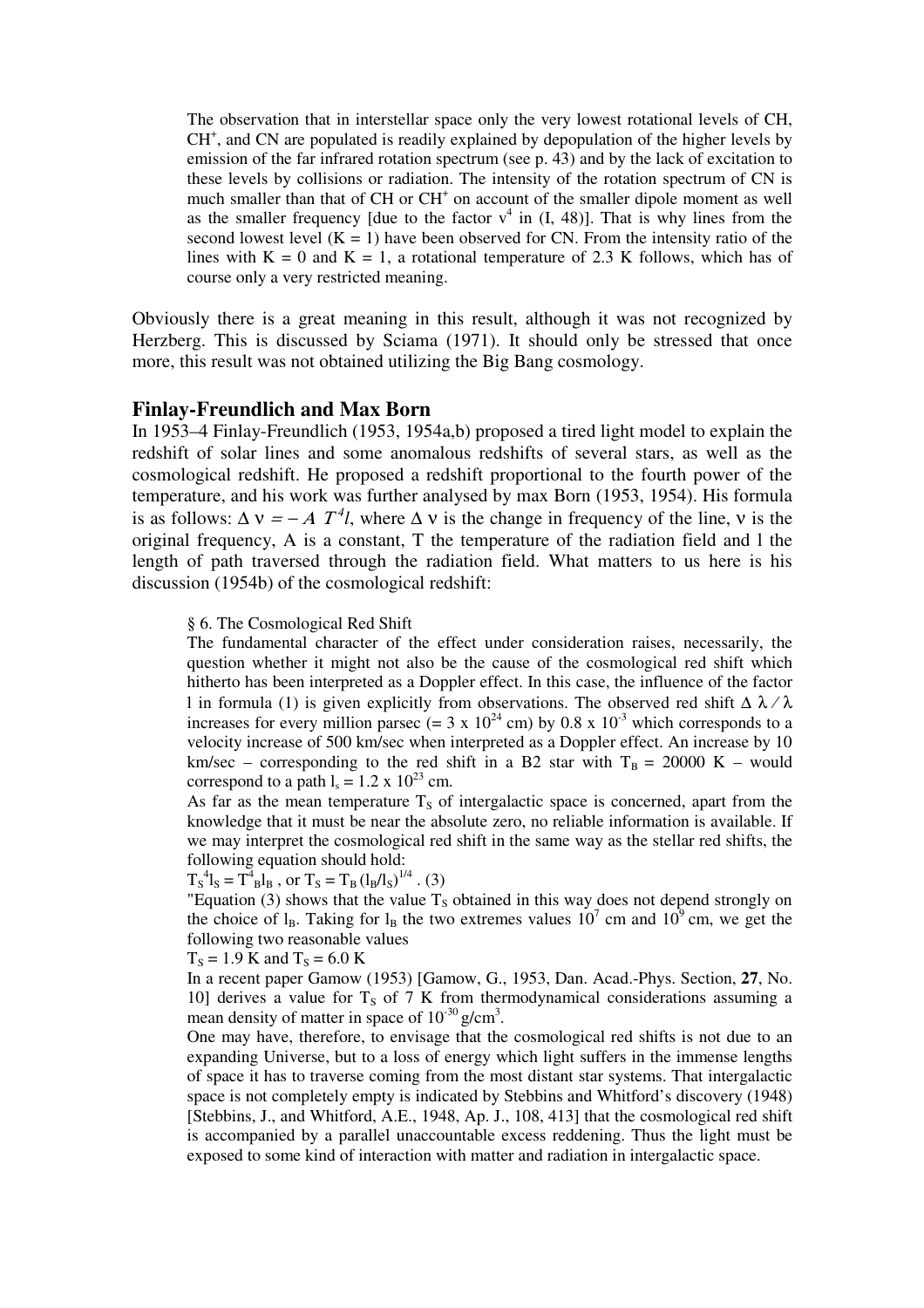> The observation that in interstellar space only the very lowest rotational levels of CH, $CH^+$, and CN are populated is readily explained by depopulation of the higher levels by emission of the far infrared rotation spectrum (see p. 43) and by the lack of excitation to these levels by collisions or radiation. The intensity of the rotation spectrum of CN is much smaller than that of CH or $CH^+$ on account of the smaller dipole moment as well as the smaller frequency [due to the factor $\nu^4$ in (I, 48)]. That is why lines from the second lowest level ($K = 1$) have been observed for CN. From the intensity ratio of the lines with $K = 0$ and $K = 1$, a rotational temperature of 2.3 K follows, which has of course only a very restricted meaning.

Obviously there is a great meaning in this result, although it was not recognized by Herzberg. This is discussed by Sciama (1971). It should only be stressed that once more, this result was not obtained utilizing the Big Bang cosmology.

## Finlay-Freundlich and Max Born

In 1953–4 Finlay-Freundlich (1953, 1954a,b) proposed a tired light model to explain the redshift of solar lines and some anomalous redshifts of several stars, as well as the cosmological redshift. He proposed a redshift proportional to the fourth power of the temperature, and his work was further analysed by max Born (1953, 1954). His formula is as follows: $\Delta \nu = -A\, T^4 l$, where $\Delta \nu$ is the change in frequency of the line, $\nu$ is the original frequency, A is a constant, T the temperature of the radiation field and l the length of path traversed through the radiation field. What matters to us here is his discussion (1954b) of the cosmological redshift:

> § 6. The Cosmological Red Shift
>
> The fundamental character of the effect under consideration raises, necessarily, the question whether it might not also be the cause of the cosmological red shift which hitherto has been interpreted as a Doppler effect. In this case, the influence of the factor l in formula (1) is given explicitly from observations. The observed red shift $\Delta \lambda / \lambda$ increases for every million parsec (= $3 \times 10^{24}$ cm) by $0.8 \times 10^{-3}$ which corresponds to a velocity increase of 500 km/sec when interpreted as a Doppler effect. An increase by 10 km/sec – corresponding to the red shift in a B2 star with $T_B = 20000$ K – would correspond to a path $l_s = 1.2 \times 10^{23}$ cm.
>
> As far as the mean temperature $T_S$ of intergalactic space is concerned, apart from the knowledge that it must be near the absolute zero, no reliable information is available. If we may interpret the cosmological red shift in the same way as the stellar red shifts, the following equation should hold:
>
> $T_S^4 l_S = T_B^4 l_B$ , or $T_S = T_B (l_B/l_S)^{1/4}$ . (3)
>
> "Equation (3) shows that the value $T_S$ obtained in this way does not depend strongly on the choice of $l_B$. Taking for $l_B$ the two extremes values $10^7$ cm and $10^9$ cm, we get the following two reasonable values
>
> $T_S = 1.9$ K and $T_S = 6.0$ K
>
> In a recent paper Gamow (1953) [Gamow, G., 1953, Dan. Acad.-Phys. Section, **27**, No. 10] derives a value for $T_S$ of 7 K from thermodynamical considerations assuming a mean density of matter in space of $10^{-30}$ g/cm$^3$.
>
> One may have, therefore, to envisage that the cosmological red shifts is not due to an expanding Universe, but to a loss of energy which light suffers in the immense lengths of space it has to traverse coming from the most distant star systems. That intergalactic space is not completely empty is indicated by Stebbins and Whitford's discovery (1948) [Stebbins, J., and Whitford, A.E., 1948, Ap. J., 108, 413] that the cosmological red shift is accompanied by a parallel unaccountable excess reddening. Thus the light must be exposed to some kind of interaction with matter and radiation in intergalactic space.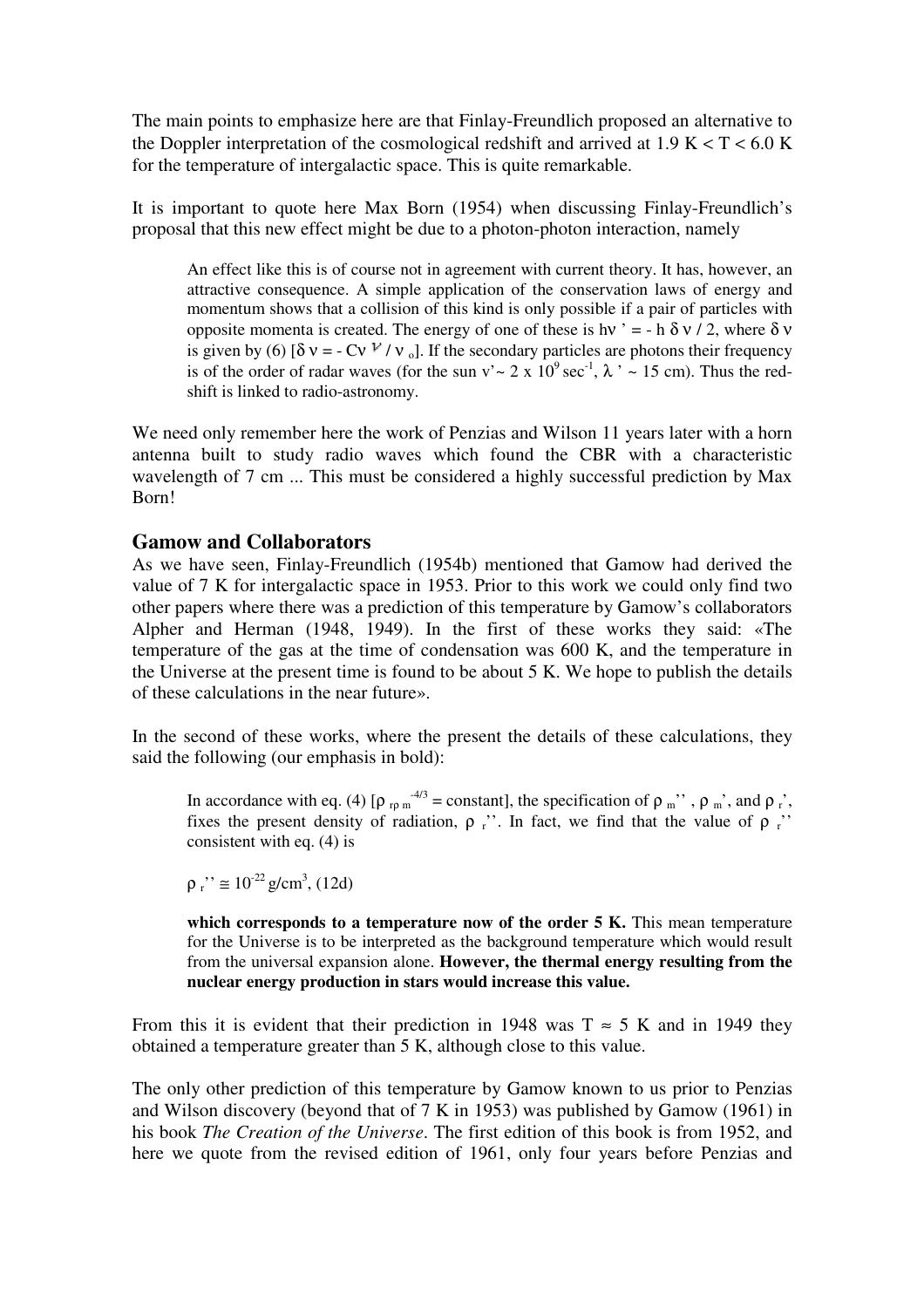The main points to emphasize here are that Finlay-Freundlich proposed an alternative to the Doppler interpretation of the cosmological redshift and arrived at $1.9 \text{ K} < T < 6.0 \text{ K}$ for the temperature of intergalactic space. This is quite remarkable.

It is important to quote here Max Born (1954) when discussing Finlay-Freundlich's proposal that this new effect might be due to a photon-photon interaction, namely

> An effect like this is of course not in agreement with current theory. It has, however, an attractive consequence. A simple application of the conservation laws of energy and momentum shows that a collision of this kind is only possible if a pair of particles with opposite momenta is created. The energy of one of these is $h\nu' = - h\,\delta\nu / 2$, where $\delta\nu$ is given by (6) [$\delta\nu = - C\nu^{\nu} / \nu_o$]. If the secondary particles are photons their frequency is of the order of radar waves (for the sun $\nu' \sim 2 \times 10^{9}\,\text{sec}^{-1}$, $\lambda' \sim 15$ cm). Thus the red-shift is linked to radio-astronomy.

We need only remember here the work of Penzias and Wilson 11 years later with a horn antenna built to study radio waves which found the CBR with a characteristic wavelength of 7 cm ... This must be considered a highly successful prediction by Max Born!

## Gamow and Collaborators

As we have seen, Finlay-Freundlich (1954b) mentioned that Gamow had derived the value of 7 K for intergalactic space in 1953. Prior to this work we could only find two other papers where there was a prediction of this temperature by Gamow's collaborators Alpher and Herman (1948, 1949). In the first of these works they said: «The temperature of the gas at the time of condensation was 600 K, and the temperature in the Universe at the present time is found to be about 5 K. We hope to publish the details of these calculations in the near future».

In the second of these works, where the present the details of these calculations, they said the following (our emphasis in bold):

> In accordance with eq. (4) [$\rho_{r}\rho_{m}^{-4/3}$ = constant], the specification of $\rho_m''$, $\rho_m'$, and $\rho_r'$, fixes the present density of radiation, $\rho_r''$. In fact, we find that the value of $\rho_r''$ consistent with eq. (4) is
>
> $\rho_r'' \cong 10^{-22}\,\text{g/cm}^3$, (12d)
>
> **which corresponds to a temperature now of the order 5 K.** This mean temperature for the Universe is to be interpreted as the background temperature which would result from the universal expansion alone. **However, the thermal energy resulting from the nuclear energy production in stars would increase this value.**

From this it is evident that their prediction in 1948 was $T \approx 5$ K and in 1949 they obtained a temperature greater than 5 K, although close to this value.

The only other prediction of this temperature by Gamow known to us prior to Penzias and Wilson discovery (beyond that of 7 K in 1953) was published by Gamow (1961) in his book *The Creation of the Universe*. The first edition of this book is from 1952, and here we quote from the revised edition of 1961, only four years before Penzias and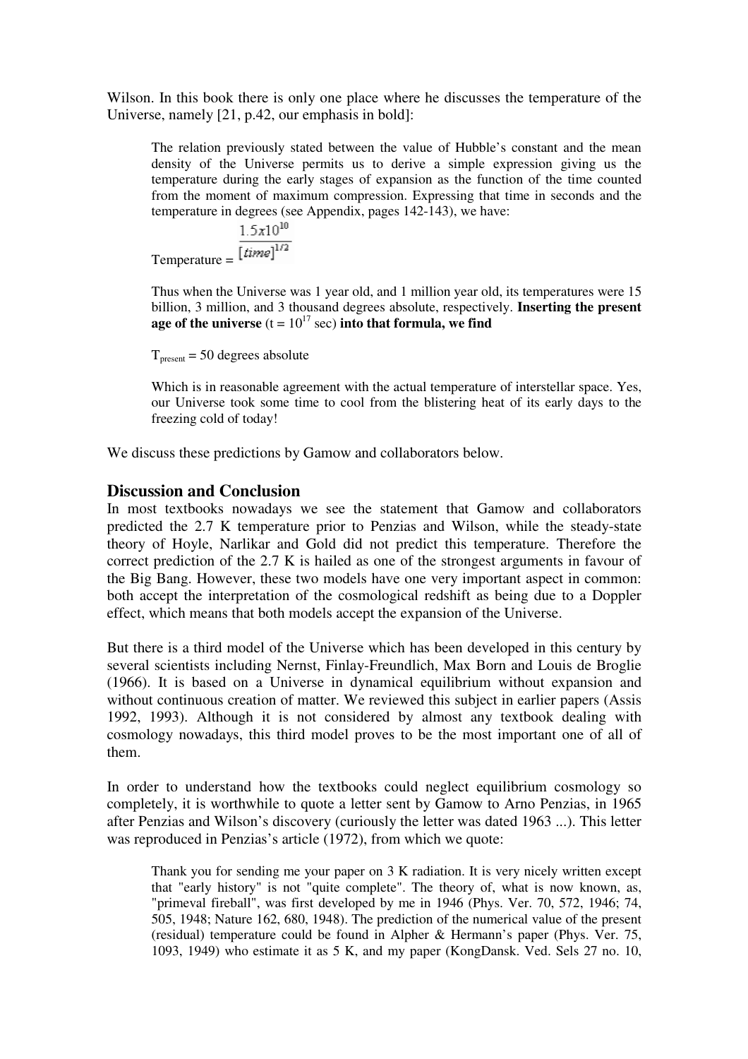Wilson. In this book there is only one place where he discusses the temperature of the Universe, namely [21, p.42, our emphasis in bold]:

> The relation previously stated between the value of Hubble's constant and the mean density of the Universe permits us to derive a simple expression giving us the temperature during the early stages of expansion as the function of the time counted from the moment of maximum compression. Expressing that time in seconds and the temperature in degrees (see Appendix, pages 142-143), we have:
>
> $$\text{Temperature} = \frac{1.5x10^{10}}{[time]^{1/2}}$$
>
> Thus when the Universe was 1 year old, and 1 million year old, its temperatures were 15 billion, 3 million, and 3 thousand degrees absolute, respectively. **Inserting the present age of the universe** ($t = 10^{17}$ sec) **into that formula, we find**
>
> $T_{present} = 50$ degrees absolute
>
> Which is in reasonable agreement with the actual temperature of interstellar space. Yes, our Universe took some time to cool from the blistering heat of its early days to the freezing cold of today!

We discuss these predictions by Gamow and collaborators below.

## Discussion and Conclusion

In most textbooks nowadays we see the statement that Gamow and collaborators predicted the 2.7 K temperature prior to Penzias and Wilson, while the steady-state theory of Hoyle, Narlikar and Gold did not predict this temperature. Therefore the correct prediction of the 2.7 K is hailed as one of the strongest arguments in favour of the Big Bang. However, these two models have one very important aspect in common: both accept the interpretation of the cosmological redshift as being due to a Doppler effect, which means that both models accept the expansion of the Universe.

But there is a third model of the Universe which has been developed in this century by several scientists including Nernst, Finlay-Freundlich, Max Born and Louis de Broglie (1966). It is based on a Universe in dynamical equilibrium without expansion and without continuous creation of matter. We reviewed this subject in earlier papers (Assis 1992, 1993). Although it is not considered by almost any textbook dealing with cosmology nowadays, this third model proves to be the most important one of all of them.

In order to understand how the textbooks could neglect equilibrium cosmology so completely, it is worthwhile to quote a letter sent by Gamow to Arno Penzias, in 1965 after Penzias and Wilson's discovery (curiously the letter was dated 1963 ...). This letter was reproduced in Penzias's article (1972), from which we quote:

> Thank you for sending me your paper on 3 K radiation. It is very nicely written except that "early history" is not "quite complete". The theory of, what is now known, as, "primeval fireball", was first developed by me in 1946 (Phys. Ver. 70, 572, 1946; 74, 505, 1948; Nature 162, 680, 1948). The prediction of the numerical value of the present (residual) temperature could be found in Alpher & Hermann's paper (Phys. Ver. 75, 1093, 1949) who estimate it as 5 K, and my paper (KongDansk. Ved. Sels 27 no. 10,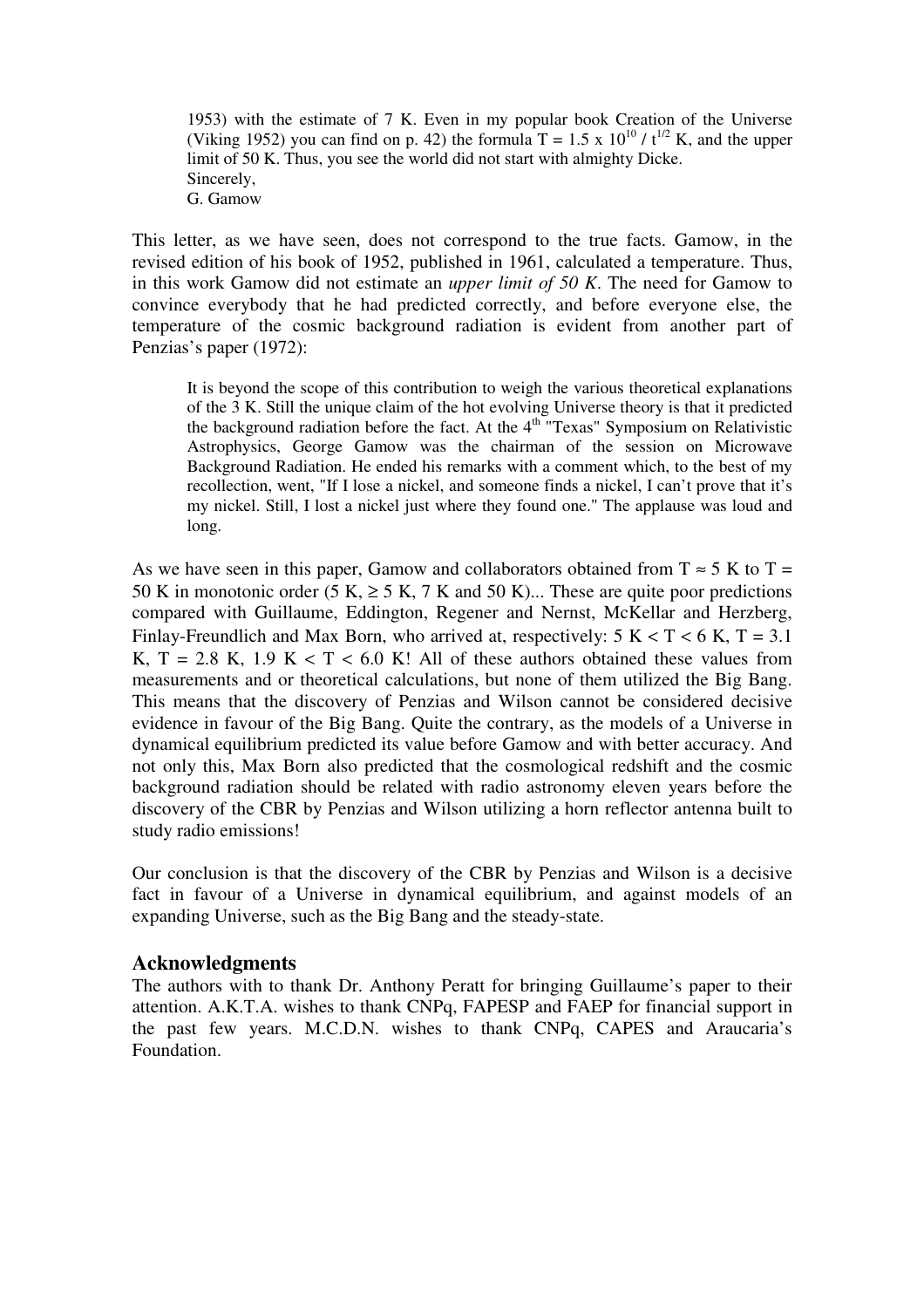> 1953) with the estimate of 7 K. Even in my popular book Creation of the Universe (Viking 1952) you can find on p. 42) the formula $T = 1.5 \times 10^{10} / t^{1/2}$ K, and the upper limit of 50 K. Thus, you see the world did not start with almighty Dicke.
> Sincerely,
> G. Gamow

This letter, as we have seen, does not correspond to the true facts. Gamow, in the revised edition of his book of 1952, published in 1961, calculated a temperature. Thus, in this work Gamow did not estimate an *upper limit of 50 K*. The need for Gamow to convince everybody that he had predicted correctly, and before everyone else, the temperature of the cosmic background radiation is evident from another part of Penzias's paper (1972):

> It is beyond the scope of this contribution to weigh the various theoretical explanations of the 3 K. Still the unique claim of the hot evolving Universe theory is that it predicted the background radiation before the fact. At the 4th "Texas" Symposium on Relativistic Astrophysics, George Gamow was the chairman of the session on Microwave Background Radiation. He ended his remarks with a comment which, to the best of my recollection, went, "If I lose a nickel, and someone finds a nickel, I can't prove that it's my nickel. Still, I lost a nickel just where they found one." The applause was loud and long.

As we have seen in this paper, Gamow and collaborators obtained from $T \approx 5$ K to $T = 50$ K in monotonic order (5 K, $\geq 5$ K, 7 K and 50 K)... These are quite poor predictions compared with Guillaume, Eddington, Regener and Nernst, McKellar and Herzberg, Finlay-Freundlich and Max Born, who arrived at, respectively: $5 \text{ K} < T < 6$ K, $T = 3.1$ K, $T = 2.8$ K, $1.9 \text{ K} < T < 6.0$ K! All of these authors obtained these values from measurements and or theoretical calculations, but none of them utilized the Big Bang. This means that the discovery of Penzias and Wilson cannot be considered decisive evidence in favour of the Big Bang. Quite the contrary, as the models of a Universe in dynamical equilibrium predicted its value before Gamow and with better accuracy. And not only this, Max Born also predicted that the cosmological redshift and the cosmic background radiation should be related with radio astronomy eleven years before the discovery of the CBR by Penzias and Wilson utilizing a horn reflector antenna built to study radio emissions!

Our conclusion is that the discovery of the CBR by Penzias and Wilson is a decisive fact in favour of a Universe in dynamical equilibrium, and against models of an expanding Universe, such as the Big Bang and the steady-state.

## Acknowledgments

The authors with to thank Dr. Anthony Peratt for bringing Guillaume's paper to their attention. A.K.T.A. wishes to thank CNPq, FAPESP and FAEP for financial support in the past few years. M.C.D.N. wishes to thank CNPq, CAPES and Araucaria's Foundation.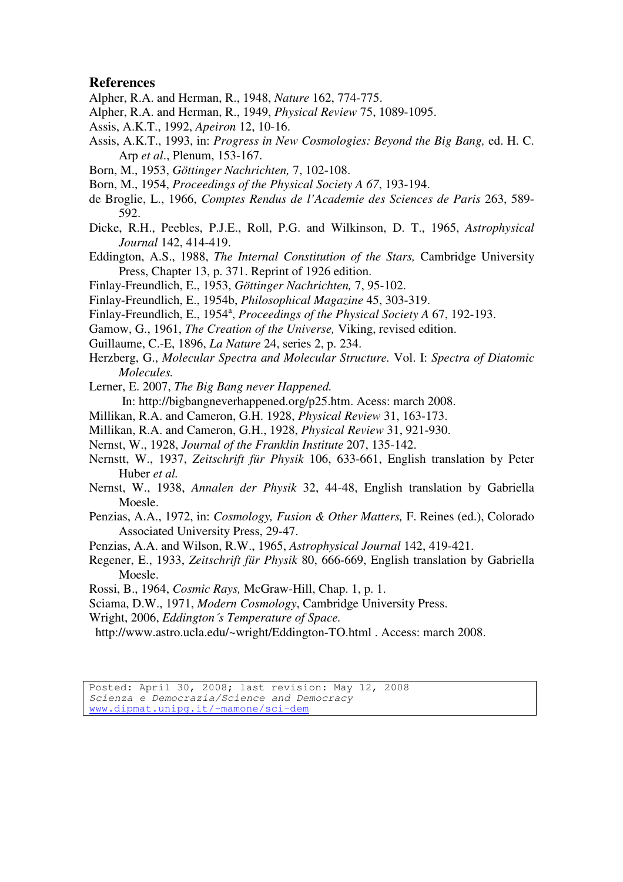## References

Alpher, R.A. and Herman, R., 1948, *Nature* 162, 774-775.

Alpher, R.A. and Herman, R., 1949, *Physical Review* 75, 1089-1095.

Assis, A.K.T., 1992, *Apeiron* 12, 10-16.

Assis, A.K.T., 1993, in: *Progress in New Cosmologies: Beyond the Big Bang,* ed. H. C. Arp *et al*., Plenum, 153-167.

Born, M., 1953, *Göttinger Nachrichten,* 7, 102-108.

Born, M., 1954, *Proceedings of the Physical Society A 67*, 193-194.

de Broglie, L., 1966, *Comptes Rendus de l'Academie des Sciences de Paris* 263, 589-592.

Dicke, R.H., Peebles, P.J.E., Roll, P.G. and Wilkinson, D. T., 1965, *Astrophysical Journal* 142, 414-419.

Eddington, A.S., 1988, *The Internal Constitution of the Stars,* Cambridge University Press, Chapter 13, p. 371. Reprint of 1926 edition.

Finlay-Freundlich, E., 1953, *Göttinger Nachrichten,* 7, 95-102.

Finlay-Freundlich, E., 1954b, *Philosophical Magazine* 45, 303-319.

Finlay-Freundlich, E., 1954[a], *Proceedings of the Physical Society A* 67, 192-193.

Gamow, G., 1961, *The Creation of the Universe,* Viking, revised edition.

Guillaume, C.-E, 1896, *La Nature* 24, series 2, p. 234.

Herzberg, G., *Molecular Spectra and Molecular Structure.* Vol. I: *Spectra of Diatomic Molecules.*

Lerner, E. 2007, *The Big Bang never Happened.*
In: http://bigbangneverhappened.org/p25.htm. Acess: march 2008.

Millikan, R.A. and Cameron, G.H. 1928, *Physical Review* 31, 163-173.

Millikan, R.A. and Cameron, G.H., 1928, *Physical Review* 31, 921-930.

Nernst, W., 1928, *Journal of the Franklin Institute* 207, 135-142.

Nernstt, W., 1937, *Zeitschrift für Physik* 106, 633-661, English translation by Peter Huber *et al.*

Nernst, W., 1938, *Annalen der Physik* 32, 44-48, English translation by Gabriella Moesle.

Penzias, A.A., 1972, in: *Cosmology, Fusion & Other Matters,* F. Reines (ed.), Colorado Associated University Press, 29-47.

Penzias, A.A. and Wilson, R.W., 1965, *Astrophysical Journal* 142, 419-421.

Regener, E., 1933, *Zeitschrift für Physik* 80, 666-669, English translation by Gabriella Moesle.

Rossi, B., 1964, *Cosmic Rays,* McGraw-Hill, Chap. 1, p. 1.

Sciama, D.W., 1971, *Modern Cosmology*, Cambridge University Press.

Wright, 2006, *Eddington´s Temperature of Space.*
http://www.astro.ucla.edu/~wright/Eddington-TO.html . Access: march 2008.

Posted: April 30, 2008; last revision: May 12, 2008
*Scienza e Democrazia/Science and Democracy*
www.dipmat.unipg.it/~mamone/sci-dem